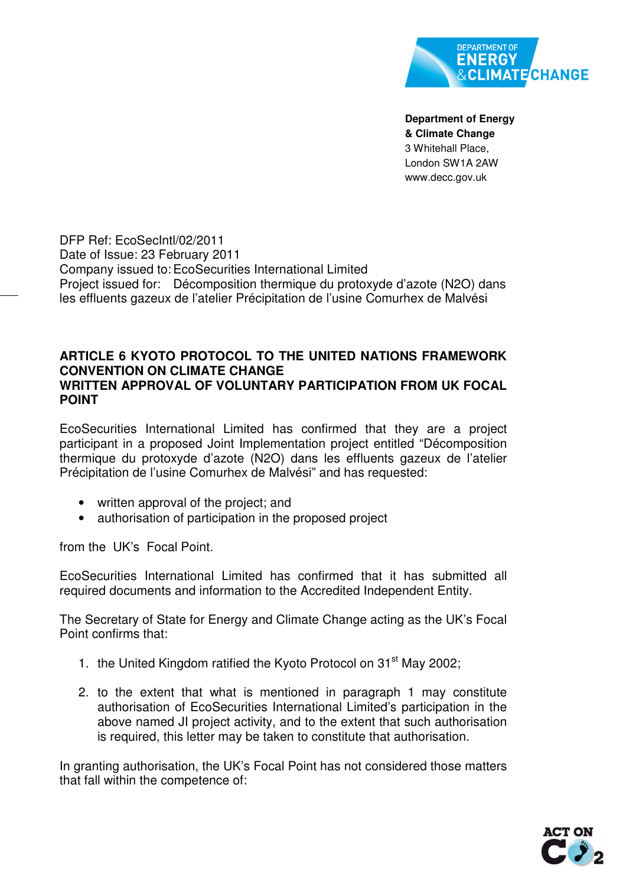**Department of Energy & Climate Change**
3 Whitehall Place,
London SW1A 2AW
www.decc.gov.uk

DFP Ref: EcoSecIntl/02/2011
Date of Issue: 23 February 2011
Company issued to: EcoSecurities International Limited
Project issued for: Décomposition thermique du protoxyde d'azote (N2O) dans les effluents gazeux de l'atelier Précipitation de l'usine Comurhex de Malvési

**ARTICLE 6 KYOTO PROTOCOL TO THE UNITED NATIONS FRAMEWORK CONVENTION ON CLIMATE CHANGE**
**WRITTEN APPROVAL OF VOLUNTARY PARTICIPATION FROM UK FOCAL POINT**

EcoSecurities International Limited has confirmed that they are a project participant in a proposed Joint Implementation project entitled "Décomposition thermique du protoxyde d'azote (N2O) dans les effluents gazeux de l'atelier Précipitation de l'usine Comurhex de Malvési" and has requested:

- written approval of the project; and
- authorisation of participation in the proposed project

from the UK's Focal Point.

EcoSecurities International Limited has confirmed that it has submitted all required documents and information to the Accredited Independent Entity.

The Secretary of State for Energy and Climate Change acting as the UK's Focal Point confirms that:

1. the United Kingdom ratified the Kyoto Protocol on 31st May 2002;

2. to the extent that what is mentioned in paragraph 1 may constitute authorisation of EcoSecurities International Limited's participation in the above named JI project activity, and to the extent that such authorisation is required, this letter may be taken to constitute that authorisation.

In granting authorisation, the UK's Focal Point has not considered those matters that fall within the competence of: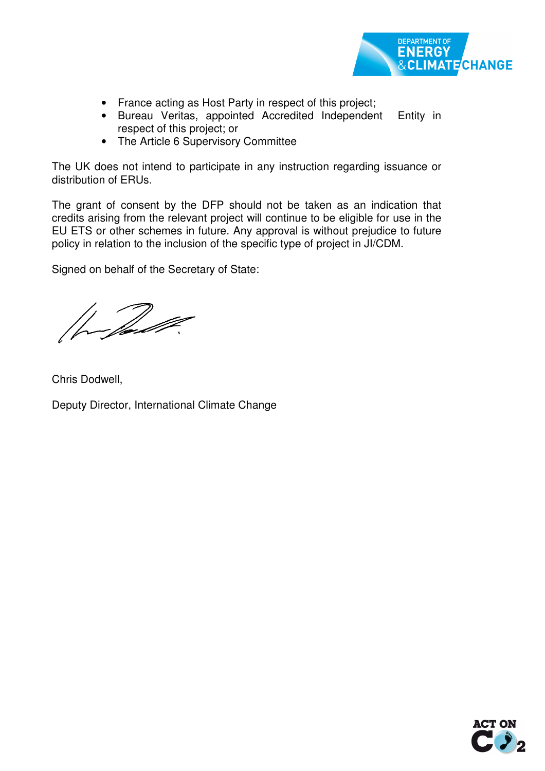- France acting as Host Party in respect of this project;
- Bureau Veritas, appointed Accredited Independent Entity in respect of this project; or
- The Article 6 Supervisory Committee

The UK does not intend to participate in any instruction regarding issuance or distribution of ERUs.

The grant of consent by the DFP should not be taken as an indication that credits arising from the relevant project will continue to be eligible for use in the EU ETS or other schemes in future. Any approval is without prejudice to future policy in relation to the inclusion of the specific type of project in JI/CDM.

Signed on behalf of the Secretary of State:

Chris Dodwell,

Deputy Director, International Climate Change